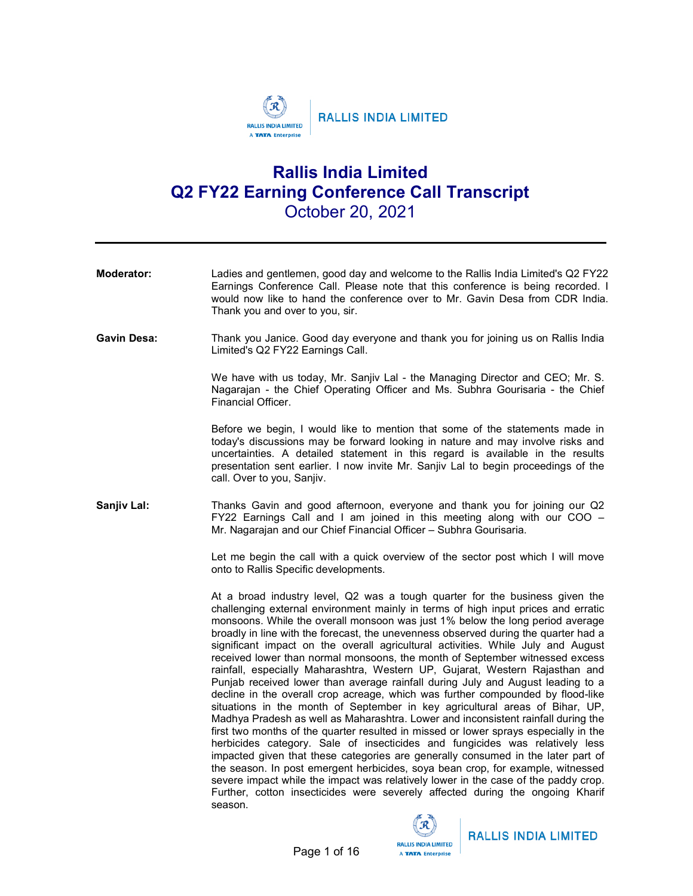# Rallis India Limited
# Q2 FY22 Earning Conference Call Transcript
## October 20, 2021

---

**Moderator:** Ladies and gentlemen, good day and welcome to the Rallis India Limited's Q2 FY22 Earnings Conference Call. Please note that this conference is being recorded. I would now like to hand the conference over to Mr. Gavin Desa from CDR India. Thank you and over to you, sir.

**Gavin Desa:** Thank you Janice. Good day everyone and thank you for joining us on Rallis India Limited's Q2 FY22 Earnings Call.

We have with us today, Mr. Sanjiv Lal - the Managing Director and CEO; Mr. S. Nagarajan - the Chief Operating Officer and Ms. Subhra Gourisaria - the Chief Financial Officer.

Before we begin, I would like to mention that some of the statements made in today's discussions may be forward looking in nature and may involve risks and uncertainties. A detailed statement in this regard is available in the results presentation sent earlier. I now invite Mr. Sanjiv Lal to begin proceedings of the call. Over to you, Sanjiv.

**Sanjiv Lal:** Thanks Gavin and good afternoon, everyone and thank you for joining our Q2 FY22 Earnings Call and I am joined in this meeting along with our COO – Mr. Nagarajan and our Chief Financial Officer – Subhra Gourisaria.

Let me begin the call with a quick overview of the sector post which I will move onto to Rallis Specific developments.

At a broad industry level, Q2 was a tough quarter for the business given the challenging external environment mainly in terms of high input prices and erratic monsoons. While the overall monsoon was just 1% below the long period average broadly in line with the forecast, the unevenness observed during the quarter had a significant impact on the overall agricultural activities. While July and August received lower than normal monsoons, the month of September witnessed excess rainfall, especially Maharashtra, Western UP, Gujarat, Western Rajasthan and Punjab received lower than average rainfall during July and August leading to a decline in the overall crop acreage, which was further compounded by flood-like situations in the month of September in key agricultural areas of Bihar, UP, Madhya Pradesh as well as Maharashtra. Lower and inconsistent rainfall during the first two months of the quarter resulted in missed or lower sprays especially in the herbicides category. Sale of insecticides and fungicides was relatively less impacted given that these categories are generally consumed in the later part of the season. In post emergent herbicides, soya bean crop, for example, witnessed severe impact while the impact was relatively lower in the case of the paddy crop. Further, cotton insecticides were severely affected during the ongoing Kharif season.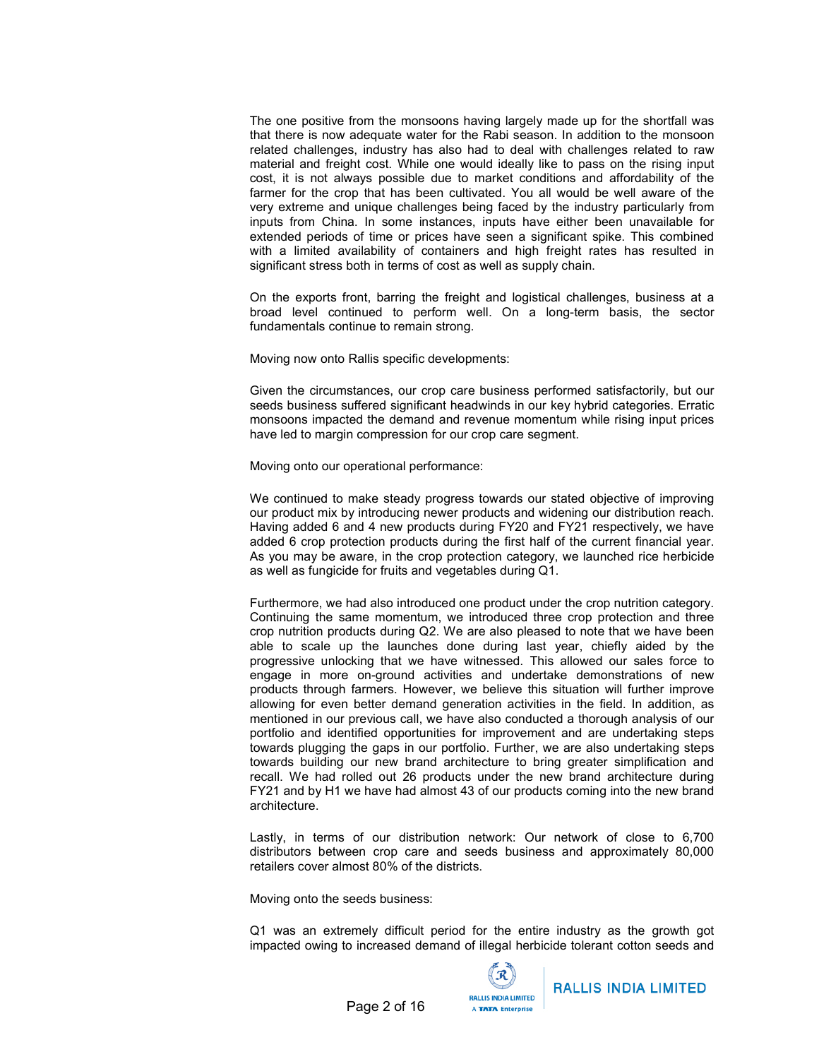The one positive from the monsoons having largely made up for the shortfall was that there is now adequate water for the Rabi season. In addition to the monsoon related challenges, industry has also had to deal with challenges related to raw material and freight cost. While one would ideally like to pass on the rising input cost, it is not always possible due to market conditions and affordability of the farmer for the crop that has been cultivated. You all would be well aware of the very extreme and unique challenges being faced by the industry particularly from inputs from China. In some instances, inputs have either been unavailable for extended periods of time or prices have seen a significant spike. This combined with a limited availability of containers and high freight rates has resulted in significant stress both in terms of cost as well as supply chain.

On the exports front, barring the freight and logistical challenges, business at a broad level continued to perform well. On a long-term basis, the sector fundamentals continue to remain strong.

Moving now onto Rallis specific developments:

Given the circumstances, our crop care business performed satisfactorily, but our seeds business suffered significant headwinds in our key hybrid categories. Erratic monsoons impacted the demand and revenue momentum while rising input prices have led to margin compression for our crop care segment.

Moving onto our operational performance:

We continued to make steady progress towards our stated objective of improving our product mix by introducing newer products and widening our distribution reach. Having added 6 and 4 new products during FY20 and FY21 respectively, we have added 6 crop protection products during the first half of the current financial year. As you may be aware, in the crop protection category, we launched rice herbicide as well as fungicide for fruits and vegetables during Q1.

Furthermore, we had also introduced one product under the crop nutrition category. Continuing the same momentum, we introduced three crop protection and three crop nutrition products during Q2. We are also pleased to note that we have been able to scale up the launches done during last year, chiefly aided by the progressive unlocking that we have witnessed. This allowed our sales force to engage in more on-ground activities and undertake demonstrations of new products through farmers. However, we believe this situation will further improve allowing for even better demand generation activities in the field. In addition, as mentioned in our previous call, we have also conducted a thorough analysis of our portfolio and identified opportunities for improvement and are undertaking steps towards plugging the gaps in our portfolio. Further, we are also undertaking steps towards building our new brand architecture to bring greater simplification and recall. We had rolled out 26 products under the new brand architecture during FY21 and by H1 we have had almost 43 of our products coming into the new brand architecture.

Lastly, in terms of our distribution network: Our network of close to 6,700 distributors between crop care and seeds business and approximately 80,000 retailers cover almost 80% of the districts.

Moving onto the seeds business:

Q1 was an extremely difficult period for the entire industry as the growth got impacted owing to increased demand of illegal herbicide tolerant cotton seeds and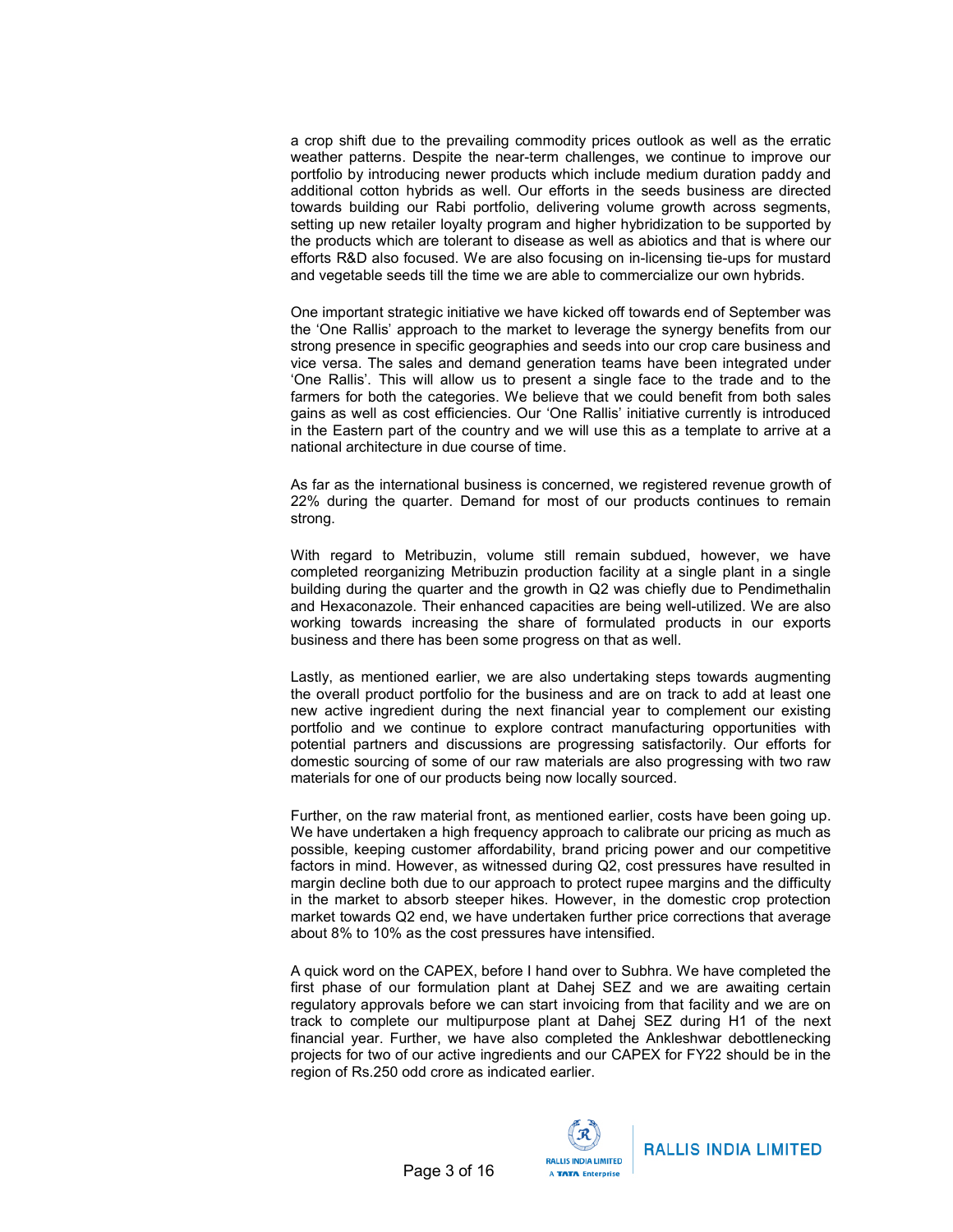a crop shift due to the prevailing commodity prices outlook as well as the erratic weather patterns. Despite the near-term challenges, we continue to improve our portfolio by introducing newer products which include medium duration paddy and additional cotton hybrids as well. Our efforts in the seeds business are directed towards building our Rabi portfolio, delivering volume growth across segments, setting up new retailer loyalty program and higher hybridization to be supported by the products which are tolerant to disease as well as abiotics and that is where our efforts R&D also focused. We are also focusing on in-licensing tie-ups for mustard and vegetable seeds till the time we are able to commercialize our own hybrids.

One important strategic initiative we have kicked off towards end of September was the 'One Rallis' approach to the market to leverage the synergy benefits from our strong presence in specific geographies and seeds into our crop care business and vice versa. The sales and demand generation teams have been integrated under 'One Rallis'. This will allow us to present a single face to the trade and to the farmers for both the categories. We believe that we could benefit from both sales gains as well as cost efficiencies. Our 'One Rallis' initiative currently is introduced in the Eastern part of the country and we will use this as a template to arrive at a national architecture in due course of time.

As far as the international business is concerned, we registered revenue growth of 22% during the quarter. Demand for most of our products continues to remain strong.

With regard to Metribuzin, volume still remain subdued, however, we have completed reorganizing Metribuzin production facility at a single plant in a single building during the quarter and the growth in Q2 was chiefly due to Pendimethalin and Hexaconazole. Their enhanced capacities are being well-utilized. We are also working towards increasing the share of formulated products in our exports business and there has been some progress on that as well.

Lastly, as mentioned earlier, we are also undertaking steps towards augmenting the overall product portfolio for the business and are on track to add at least one new active ingredient during the next financial year to complement our existing portfolio and we continue to explore contract manufacturing opportunities with potential partners and discussions are progressing satisfactorily. Our efforts for domestic sourcing of some of our raw materials are also progressing with two raw materials for one of our products being now locally sourced.

Further, on the raw material front, as mentioned earlier, costs have been going up. We have undertaken a high frequency approach to calibrate our pricing as much as possible, keeping customer affordability, brand pricing power and our competitive factors in mind. However, as witnessed during Q2, cost pressures have resulted in margin decline both due to our approach to protect rupee margins and the difficulty in the market to absorb steeper hikes. However, in the domestic crop protection market towards Q2 end, we have undertaken further price corrections that average about 8% to 10% as the cost pressures have intensified.

A quick word on the CAPEX, before I hand over to Subhra. We have completed the first phase of our formulation plant at Dahej SEZ and we are awaiting certain regulatory approvals before we can start invoicing from that facility and we are on track to complete our multipurpose plant at Dahej SEZ during H1 of the next financial year. Further, we have also completed the Ankleshwar debottlenecking projects for two of our active ingredients and our CAPEX for FY22 should be in the region of Rs.250 odd crore as indicated earlier.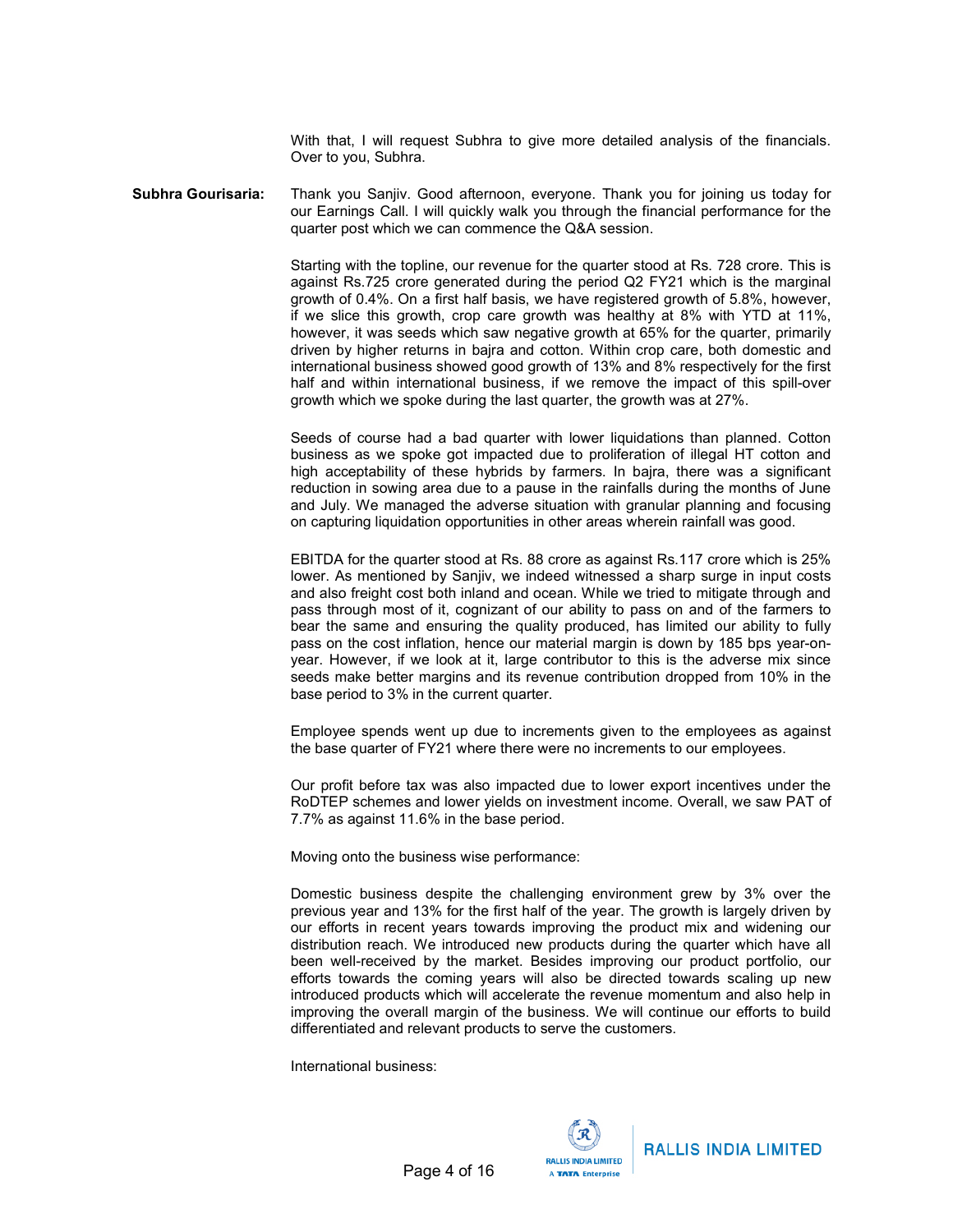With that, I will request Subhra to give more detailed analysis of the financials. Over to you, Subhra.

**Subhra Gourisaria:** Thank you Sanjiv. Good afternoon, everyone. Thank you for joining us today for our Earnings Call. I will quickly walk you through the financial performance for the quarter post which we can commence the Q&A session.

Starting with the topline, our revenue for the quarter stood at Rs. 728 crore. This is against Rs.725 crore generated during the period Q2 FY21 which is the marginal growth of 0.4%. On a first half basis, we have registered growth of 5.8%, however, if we slice this growth, crop care growth was healthy at 8% with YTD at 11%, however, it was seeds which saw negative growth at 65% for the quarter, primarily driven by higher returns in bajra and cotton. Within crop care, both domestic and international business showed good growth of 13% and 8% respectively for the first half and within international business, if we remove the impact of this spill-over growth which we spoke during the last quarter, the growth was at 27%.

Seeds of course had a bad quarter with lower liquidations than planned. Cotton business as we spoke got impacted due to proliferation of illegal HT cotton and high acceptability of these hybrids by farmers. In bajra, there was a significant reduction in sowing area due to a pause in the rainfalls during the months of June and July. We managed the adverse situation with granular planning and focusing on capturing liquidation opportunities in other areas wherein rainfall was good.

EBITDA for the quarter stood at Rs. 88 crore as against Rs.117 crore which is 25% lower. As mentioned by Sanjiv, we indeed witnessed a sharp surge in input costs and also freight cost both inland and ocean. While we tried to mitigate through and pass through most of it, cognizant of our ability to pass on and of the farmers to bear the same and ensuring the quality produced, has limited our ability to fully pass on the cost inflation, hence our material margin is down by 185 bps year-on-year. However, if we look at it, large contributor to this is the adverse mix since seeds make better margins and its revenue contribution dropped from 10% in the base period to 3% in the current quarter.

Employee spends went up due to increments given to the employees as against the base quarter of FY21 where there were no increments to our employees.

Our profit before tax was also impacted due to lower export incentives under the RoDTEP schemes and lower yields on investment income. Overall, we saw PAT of 7.7% as against 11.6% in the base period.

Moving onto the business wise performance:

Domestic business despite the challenging environment grew by 3% over the previous year and 13% for the first half of the year. The growth is largely driven by our efforts in recent years towards improving the product mix and widening our distribution reach. We introduced new products during the quarter which have all been well-received by the market. Besides improving our product portfolio, our efforts towards the coming years will also be directed towards scaling up new introduced products which will accelerate the revenue momentum and also help in improving the overall margin of the business. We will continue our efforts to build differentiated and relevant products to serve the customers.

International business: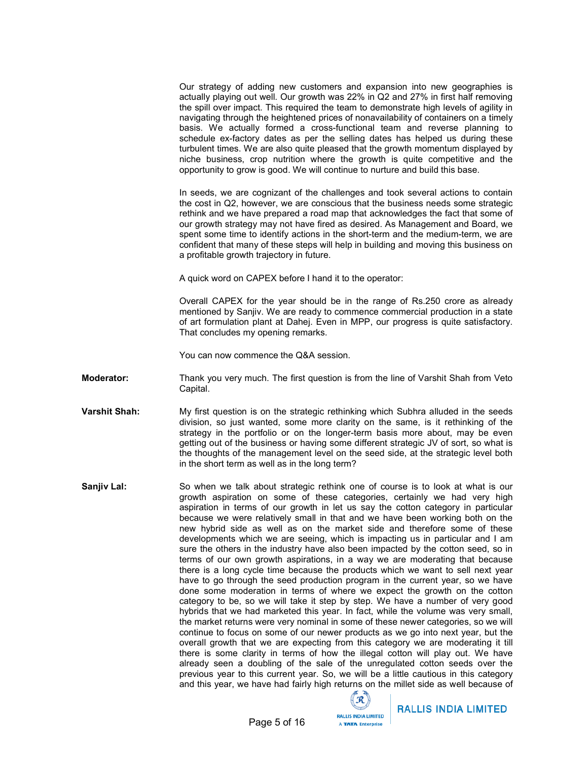Our strategy of adding new customers and expansion into new geographies is actually playing out well. Our growth was 22% in Q2 and 27% in first half removing the spill over impact. This required the team to demonstrate high levels of agility in navigating through the heightened prices of nonavailability of containers on a timely basis. We actually formed a cross-functional team and reverse planning to schedule ex-factory dates as per the selling dates has helped us during these turbulent times. We are also quite pleased that the growth momentum displayed by niche business, crop nutrition where the growth is quite competitive and the opportunity to grow is good. We will continue to nurture and build this base.

In seeds, we are cognizant of the challenges and took several actions to contain the cost in Q2, however, we are conscious that the business needs some strategic rethink and we have prepared a road map that acknowledges the fact that some of our growth strategy may not have fired as desired. As Management and Board, we spent some time to identify actions in the short-term and the medium-term, we are confident that many of these steps will help in building and moving this business on a profitable growth trajectory in future.

A quick word on CAPEX before I hand it to the operator:

Overall CAPEX for the year should be in the range of Rs.250 crore as already mentioned by Sanjiv. We are ready to commence commercial production in a state of art formulation plant at Dahej. Even in MPP, our progress is quite satisfactory. That concludes my opening remarks.

You can now commence the Q&A session.

**Moderator:** Thank you very much. The first question is from the line of Varshit Shah from Veto Capital.

**Varshit Shah:** My first question is on the strategic rethinking which Subhra alluded in the seeds division, so just wanted, some more clarity on the same, is it rethinking of the strategy in the portfolio or on the longer-term basis more about, may be even getting out of the business or having some different strategic JV of sort, so what is the thoughts of the management level on the seed side, at the strategic level both in the short term as well as in the long term?

**Sanjiv Lal:** So when we talk about strategic rethink one of course is to look at what is our growth aspiration on some of these categories, certainly we had very high aspiration in terms of our growth in let us say the cotton category in particular because we were relatively small in that and we have been working both on the new hybrid side as well as on the market side and therefore some of these developments which we are seeing, which is impacting us in particular and I am sure the others in the industry have also been impacted by the cotton seed, so in terms of our own growth aspirations, in a way we are moderating that because there is a long cycle time because the products which we want to sell next year have to go through the seed production program in the current year, so we have done some moderation in terms of where we expect the growth on the cotton category to be, so we will take it step by step. We have a number of very good hybrids that we had marketed this year. In fact, while the volume was very small, the market returns were very nominal in some of these newer categories, so we will continue to focus on some of our newer products as we go into next year, but the overall growth that we are expecting from this category we are moderating it till there is some clarity in terms of how the illegal cotton will play out. We have already seen a doubling of the sale of the unregulated cotton seeds over the previous year to this current year. So, we will be a little cautious in this category and this year, we have had fairly high returns on the millet side as well because of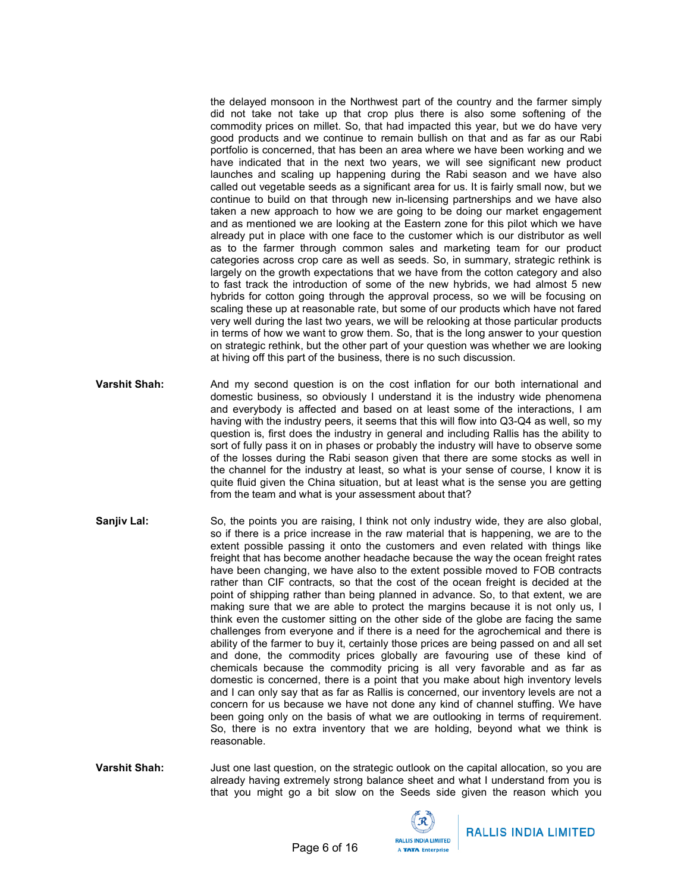the delayed monsoon in the Northwest part of the country and the farmer simply did not take not take up that crop plus there is also some softening of the commodity prices on millet. So, that had impacted this year, but we do have very good products and we continue to remain bullish on that and as far as our Rabi portfolio is concerned, that has been an area where we have been working and we have indicated that in the next two years, we will see significant new product launches and scaling up happening during the Rabi season and we have also called out vegetable seeds as a significant area for us. It is fairly small now, but we continue to build on that through new in-licensing partnerships and we have also taken a new approach to how we are going to be doing our market engagement and as mentioned we are looking at the Eastern zone for this pilot which we have already put in place with one face to the customer which is our distributor as well as to the farmer through common sales and marketing team for our product categories across crop care as well as seeds. So, in summary, strategic rethink is largely on the growth expectations that we have from the cotton category and also to fast track the introduction of some of the new hybrids, we had almost 5 new hybrids for cotton going through the approval process, so we will be focusing on scaling these up at reasonable rate, but some of our products which have not fared very well during the last two years, we will be relooking at those particular products in terms of how we want to grow them. So, that is the long answer to your question on strategic rethink, but the other part of your question was whether we are looking at hiving off this part of the business, there is no such discussion.

**Varshit Shah:** And my second question is on the cost inflation for our both international and domestic business, so obviously I understand it is the industry wide phenomena and everybody is affected and based on at least some of the interactions, I am having with the industry peers, it seems that this will flow into Q3-Q4 as well, so my question is, first does the industry in general and including Rallis has the ability to sort of fully pass it on in phases or probably the industry will have to observe some of the losses during the Rabi season given that there are some stocks as well in the channel for the industry at least, so what is your sense of course, I know it is quite fluid given the China situation, but at least what is the sense you are getting from the team and what is your assessment about that?

**Sanjiv Lal:** So, the points you are raising, I think not only industry wide, they are also global, so if there is a price increase in the raw material that is happening, we are to the extent possible passing it onto the customers and even related with things like freight that has become another headache because the way the ocean freight rates have been changing, we have also to the extent possible moved to FOB contracts rather than CIF contracts, so that the cost of the ocean freight is decided at the point of shipping rather than being planned in advance. So, to that extent, we are making sure that we are able to protect the margins because it is not only us, I think even the customer sitting on the other side of the globe are facing the same challenges from everyone and if there is a need for the agrochemical and there is ability of the farmer to buy it, certainly those prices are being passed on and all set and done, the commodity prices globally are favouring use of these kind of chemicals because the commodity pricing is all very favorable and as far as domestic is concerned, there is a point that you make about high inventory levels and I can only say that as far as Rallis is concerned, our inventory levels are not a concern for us because we have not done any kind of channel stuffing. We have been going only on the basis of what we are outlooking in terms of requirement. So, there is no extra inventory that we are holding, beyond what we think is reasonable.

**Varshit Shah:** Just one last question, on the strategic outlook on the capital allocation, so you are already having extremely strong balance sheet and what I understand from you is that you might go a bit slow on the Seeds side given the reason which you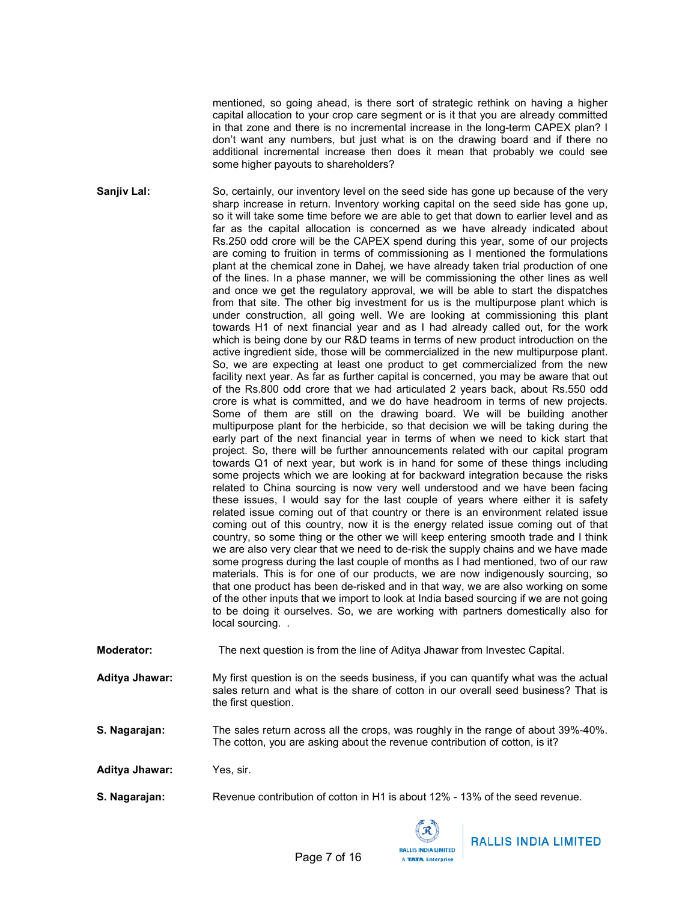mentioned, so going ahead, is there sort of strategic rethink on having a higher capital allocation to your crop care segment or is it that you are already committed in that zone and there is no incremental increase in the long-term CAPEX plan? I don't want any numbers, but just what is on the drawing board and if there no additional incremental increase then does it mean that probably we could see some higher payouts to shareholders?

**Sanjiv Lal:** So, certainly, our inventory level on the seed side has gone up because of the very sharp increase in return. Inventory working capital on the seed side has gone up, so it will take some time before we are able to get that down to earlier level and as far as the capital allocation is concerned as we have already indicated about Rs.250 odd crore will be the CAPEX spend during this year, some of our projects are coming to fruition in terms of commissioning as I mentioned the formulations plant at the chemical zone in Dahej, we have already taken trial production of one of the lines. In a phase manner, we will be commissioning the other lines as well and once we get the regulatory approval, we will be able to start the dispatches from that site. The other big investment for us is the multipurpose plant which is under construction, all going well. We are looking at commissioning this plant towards H1 of next financial year and as I had already called out, for the work which is being done by our R&D teams in terms of new product introduction on the active ingredient side, those will be commercialized in the new multipurpose plant. So, we are expecting at least one product to get commercialized from the new facility next year. As far as further capital is concerned, you may be aware that out of the Rs.800 odd crore that we had articulated 2 years back, about Rs.550 odd crore is what is committed, and we do have headroom in terms of new projects. Some of them are still on the drawing board. We will be building another multipurpose plant for the herbicide, so that decision we will be taking during the early part of the next financial year in terms of when we need to kick start that project. So, there will be further announcements related with our capital program towards Q1 of next year, but work is in hand for some of these things including some projects which we are looking at for backward integration because the risks related to China sourcing is now very well understood and we have been facing these issues, I would say for the last couple of years where either it is safety related issue coming out of that country or there is an environment related issue coming out of this country, now it is the energy related issue coming out of that country, so some thing or the other we will keep entering smooth trade and I think we are also very clear that we need to de-risk the supply chains and we have made some progress during the last couple of months as I had mentioned, two of our raw materials. This is for one of our products, we are now indigenously sourcing, so that one product has been de-risked and in that way, we are also working on some of the other inputs that we import to look at India based sourcing if we are not going to be doing it ourselves. So, we are working with partners domestically also for local sourcing. .

**Moderator:** The next question is from the line of Aditya Jhawar from Investec Capital.

**Aditya Jhawar:** My first question is on the seeds business, if you can quantify what was the actual sales return and what is the share of cotton in our overall seed business? That is the first question.

**S. Nagarajan:** The sales return across all the crops, was roughly in the range of about 39%-40%. The cotton, you are asking about the revenue contribution of cotton, is it?

**Aditya Jhawar:** Yes, sir.

**S. Nagarajan:** Revenue contribution of cotton in H1 is about 12% - 13% of the seed revenue.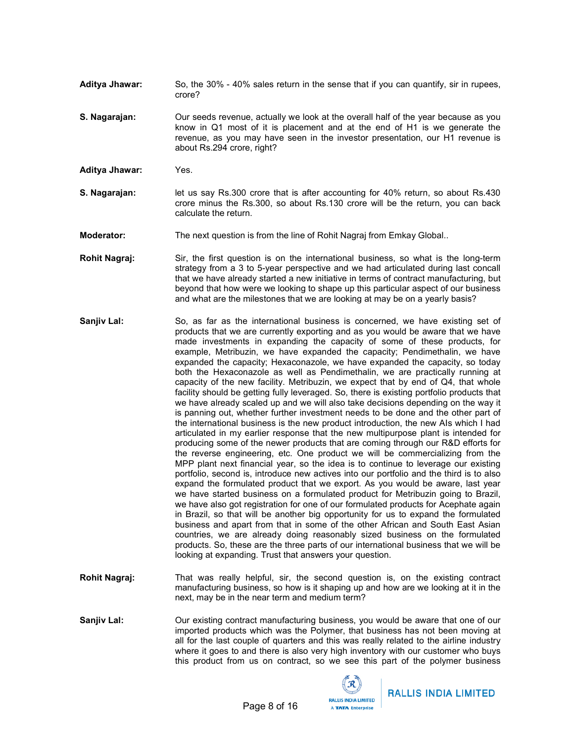**Aditya Jhawar:** So, the 30% - 40% sales return in the sense that if you can quantify, sir in rupees, crore?

**S. Nagarajan:** Our seeds revenue, actually we look at the overall half of the year because as you know in Q1 most of it is placement and at the end of H1 is we generate the revenue, as you may have seen in the investor presentation, our H1 revenue is about Rs.294 crore, right?

**Aditya Jhawar:** Yes.

**S. Nagarajan:** let us say Rs.300 crore that is after accounting for 40% return, so about Rs.430 crore minus the Rs.300, so about Rs.130 crore will be the return, you can back calculate the return.

**Moderator:** The next question is from the line of Rohit Nagraj from Emkay Global..

**Rohit Nagraj:** Sir, the first question is on the international business, so what is the long-term strategy from a 3 to 5-year perspective and we had articulated during last concall that we have already started a new initiative in terms of contract manufacturing, but beyond that how were we looking to shape up this particular aspect of our business and what are the milestones that we are looking at may be on a yearly basis?

**Sanjiv Lal:** So, as far as the international business is concerned, we have existing set of products that we are currently exporting and as you would be aware that we have made investments in expanding the capacity of some of these products, for example, Metribuzin, we have expanded the capacity; Pendimethalin, we have expanded the capacity; Hexaconazole, we have expanded the capacity, so today both the Hexaconazole as well as Pendimethalin, we are practically running at capacity of the new facility. Metribuzin, we expect that by end of Q4, that whole facility should be getting fully leveraged. So, there is existing portfolio products that we have already scaled up and we will also take decisions depending on the way it is panning out, whether further investment needs to be done and the other part of the international business is the new product introduction, the new AIs which I had articulated in my earlier response that the new multipurpose plant is intended for producing some of the newer products that are coming through our R&D efforts for the reverse engineering, etc. One product we will be commercializing from the MPP plant next financial year, so the idea is to continue to leverage our existing portfolio, second is, introduce new actives into our portfolio and the third is to also expand the formulated product that we export. As you would be aware, last year we have started business on a formulated product for Metribuzin going to Brazil, we have also got registration for one of our formulated products for Acephate again in Brazil, so that will be another big opportunity for us to expand the formulated business and apart from that in some of the other African and South East Asian countries, we are already doing reasonably sized business on the formulated products. So, these are the three parts of our international business that we will be looking at expanding. Trust that answers your question.

**Rohit Nagraj:** That was really helpful, sir, the second question is, on the existing contract manufacturing business, so how is it shaping up and how are we looking at it in the next, may be in the near term and medium term?

**Sanjiv Lal:** Our existing contract manufacturing business, you would be aware that one of our imported products which was the Polymer, that business has not been moving at all for the last couple of quarters and this was really related to the airline industry where it goes to and there is also very high inventory with our customer who buys this product from us on contract, so we see this part of the polymer business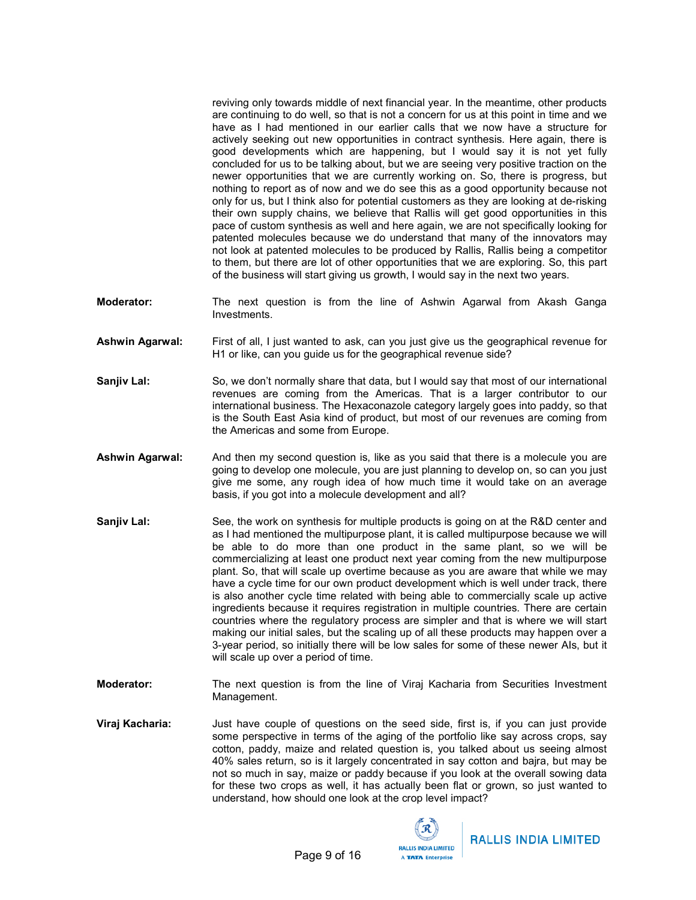reviving only towards middle of next financial year. In the meantime, other products are continuing to do well, so that is not a concern for us at this point in time and we have as I had mentioned in our earlier calls that we now have a structure for actively seeking out new opportunities in contract synthesis. Here again, there is good developments which are happening, but I would say it is not yet fully concluded for us to be talking about, but we are seeing very positive traction on the newer opportunities that we are currently working on. So, there is progress, but nothing to report as of now and we do see this as a good opportunity because not only for us, but I think also for potential customers as they are looking at de-risking their own supply chains, we believe that Rallis will get good opportunities in this pace of custom synthesis as well and here again, we are not specifically looking for patented molecules because we do understand that many of the innovators may not look at patented molecules to be produced by Rallis, Rallis being a competitor to them, but there are lot of other opportunities that we are exploring. So, this part of the business will start giving us growth, I would say in the next two years.

**Moderator:** The next question is from the line of Ashwin Agarwal from Akash Ganga Investments.

**Ashwin Agarwal:** First of all, I just wanted to ask, can you just give us the geographical revenue for H1 or like, can you guide us for the geographical revenue side?

**Sanjiv Lal:** So, we don't normally share that data, but I would say that most of our international revenues are coming from the Americas. That is a larger contributor to our international business. The Hexaconazole category largely goes into paddy, so that is the South East Asia kind of product, but most of our revenues are coming from the Americas and some from Europe.

**Ashwin Agarwal:** And then my second question is, like as you said that there is a molecule you are going to develop one molecule, you are just planning to develop on, so can you just give me some, any rough idea of how much time it would take on an average basis, if you got into a molecule development and all?

**Sanjiv Lal:** See, the work on synthesis for multiple products is going on at the R&D center and as I had mentioned the multipurpose plant, it is called multipurpose because we will be able to do more than one product in the same plant, so we will be commercializing at least one product next year coming from the new multipurpose plant. So, that will scale up overtime because as you are aware that while we may have a cycle time for our own product development which is well under track, there is also another cycle time related with being able to commercially scale up active ingredients because it requires registration in multiple countries. There are certain countries where the regulatory process are simpler and that is where we will start making our initial sales, but the scaling up of all these products may happen over a 3-year period, so initially there will be low sales for some of these newer AIs, but it will scale up over a period of time.

**Moderator:** The next question is from the line of Viraj Kacharia from Securities Investment Management.

**Viraj Kacharia:** Just have couple of questions on the seed side, first is, if you can just provide some perspective in terms of the aging of the portfolio like say across crops, say cotton, paddy, maize and related question is, you talked about us seeing almost 40% sales return, so is it largely concentrated in say cotton and bajra, but may be not so much in say, maize or paddy because if you look at the overall sowing data for these two crops as well, it has actually been flat or grown, so just wanted to understand, how should one look at the crop level impact?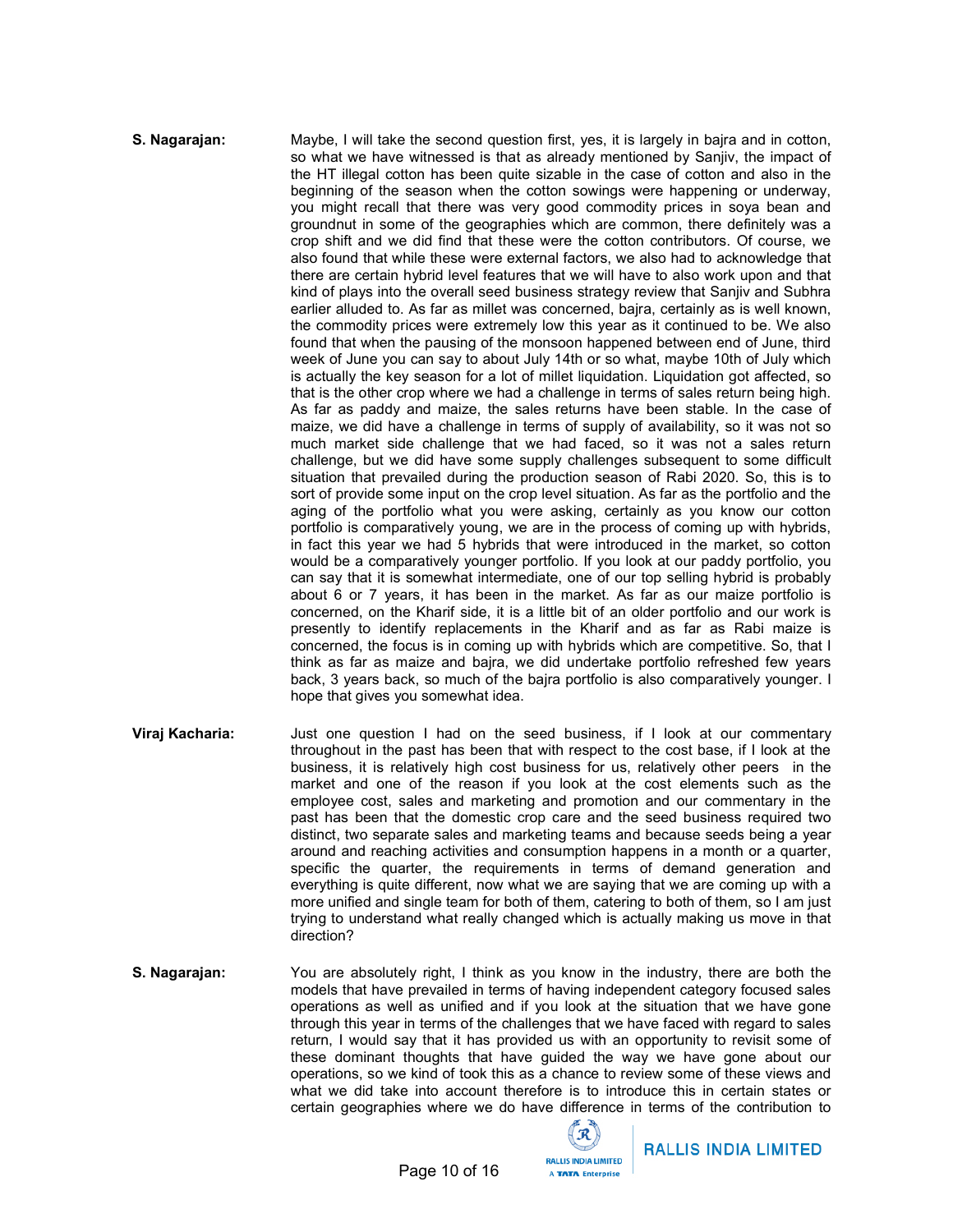**S. Nagarajan:** Maybe, I will take the second question first, yes, it is largely in bajra and in cotton, so what we have witnessed is that as already mentioned by Sanjiv, the impact of the HT illegal cotton has been quite sizable in the case of cotton and also in the beginning of the season when the cotton sowings were happening or underway, you might recall that there was very good commodity prices in soya bean and groundnut in some of the geographies which are common, there definitely was a crop shift and we did find that these were the cotton contributors. Of course, we also found that while these were external factors, we also had to acknowledge that there are certain hybrid level features that we will have to also work upon and that kind of plays into the overall seed business strategy review that Sanjiv and Subhra earlier alluded to. As far as millet was concerned, bajra, certainly as is well known, the commodity prices were extremely low this year as it continued to be. We also found that when the pausing of the monsoon happened between end of June, third week of June you can say to about July 14th or so what, maybe 10th of July which is actually the key season for a lot of millet liquidation. Liquidation got affected, so that is the other crop where we had a challenge in terms of sales return being high. As far as paddy and maize, the sales returns have been stable. In the case of maize, we did have a challenge in terms of supply of availability, so it was not so much market side challenge that we had faced, so it was not a sales return challenge, but we did have some supply challenges subsequent to some difficult situation that prevailed during the production season of Rabi 2020. So, this is to sort of provide some input on the crop level situation. As far as the portfolio and the aging of the portfolio what you were asking, certainly as you know our cotton portfolio is comparatively young, we are in the process of coming up with hybrids, in fact this year we had 5 hybrids that were introduced in the market, so cotton would be a comparatively younger portfolio. If you look at our paddy portfolio, you can say that it is somewhat intermediate, one of our top selling hybrid is probably about 6 or 7 years, it has been in the market. As far as our maize portfolio is concerned, on the Kharif side, it is a little bit of an older portfolio and our work is presently to identify replacements in the Kharif and as far as Rabi maize is concerned, the focus is in coming up with hybrids which are competitive. So, that I think as far as maize and bajra, we did undertake portfolio refreshed few years back, 3 years back, so much of the bajra portfolio is also comparatively younger. I hope that gives you somewhat idea.

**Viraj Kacharia:** Just one question I had on the seed business, if I look at our commentary throughout in the past has been that with respect to the cost base, if I look at the business, it is relatively high cost business for us, relatively other peers in the market and one of the reason if you look at the cost elements such as the employee cost, sales and marketing and promotion and our commentary in the past has been that the domestic crop care and the seed business required two distinct, two separate sales and marketing teams and because seeds being a year around and reaching activities and consumption happens in a month or a quarter, specific the quarter, the requirements in terms of demand generation and everything is quite different, now what we are saying that we are coming up with a more unified and single team for both of them, catering to both of them, so I am just trying to understand what really changed which is actually making us move in that direction?

**S. Nagarajan:** You are absolutely right, I think as you know in the industry, there are both the models that have prevailed in terms of having independent category focused sales operations as well as unified and if you look at the situation that we have gone through this year in terms of the challenges that we have faced with regard to sales return, I would say that it has provided us with an opportunity to revisit some of these dominant thoughts that have guided the way we have gone about our operations, so we kind of took this as a chance to review some of these views and what we did take into account therefore is to introduce this in certain states or certain geographies where we do have difference in terms of the contribution to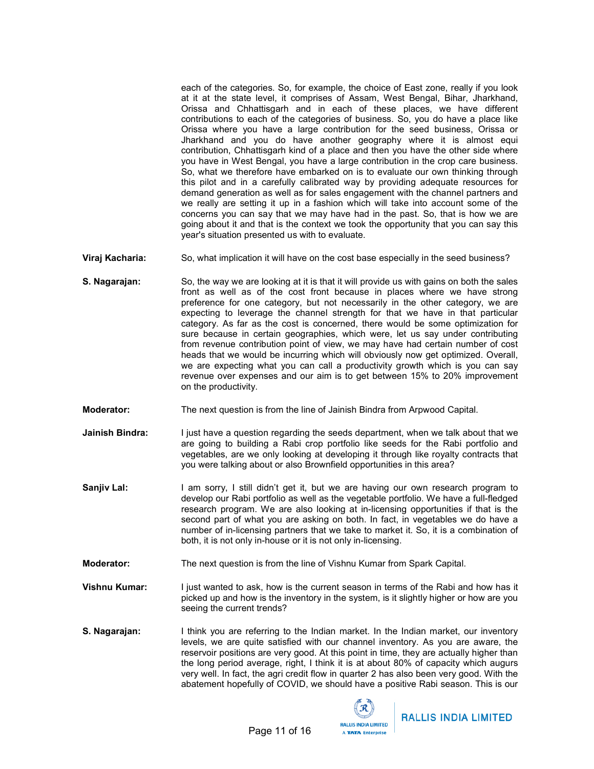each of the categories. So, for example, the choice of East zone, really if you look at it at the state level, it comprises of Assam, West Bengal, Bihar, Jharkhand, Orissa and Chhattisgarh and in each of these places, we have different contributions to each of the categories of business. So, you do have a place like Orissa where you have a large contribution for the seed business, Orissa or Jharkhand and you do have another geography where it is almost equi contribution, Chhattisgarh kind of a place and then you have the other side where you have in West Bengal, you have a large contribution in the crop care business. So, what we therefore have embarked on is to evaluate our own thinking through this pilot and in a carefully calibrated way by providing adequate resources for demand generation as well as for sales engagement with the channel partners and we really are setting it up in a fashion which will take into account some of the concerns you can say that we may have had in the past. So, that is how we are going about it and that is the context we took the opportunity that you can say this year's situation presented us with to evaluate.

**Viraj Kacharia:** So, what implication it will have on the cost base especially in the seed business?

**S. Nagarajan:** So, the way we are looking at it is that it will provide us with gains on both the sales front as well as of the cost front because in places where we have strong preference for one category, but not necessarily in the other category, we are expecting to leverage the channel strength for that we have in that particular category. As far as the cost is concerned, there would be some optimization for sure because in certain geographies, which were, let us say under contributing from revenue contribution point of view, we may have had certain number of cost heads that we would be incurring which will obviously now get optimized. Overall, we are expecting what you can call a productivity growth which is you can say revenue over expenses and our aim is to get between 15% to 20% improvement on the productivity.

**Moderator:** The next question is from the line of Jainish Bindra from Arpwood Capital.

**Jainish Bindra:** I just have a question regarding the seeds department, when we talk about that we are going to building a Rabi crop portfolio like seeds for the Rabi portfolio and vegetables, are we only looking at developing it through like royalty contracts that you were talking about or also Brownfield opportunities in this area?

**Sanjiv Lal:** I am sorry, I still didn't get it, but we are having our own research program to develop our Rabi portfolio as well as the vegetable portfolio. We have a full-fledged research program. We are also looking at in-licensing opportunities if that is the second part of what you are asking on both. In fact, in vegetables we do have a number of in-licensing partners that we take to market it. So, it is a combination of both, it is not only in-house or it is not only in-licensing.

**Moderator:** The next question is from the line of Vishnu Kumar from Spark Capital.

**Vishnu Kumar:** I just wanted to ask, how is the current season in terms of the Rabi and how has it picked up and how is the inventory in the system, is it slightly higher or how are you seeing the current trends?

**S. Nagarajan:** I think you are referring to the Indian market. In the Indian market, our inventory levels, we are quite satisfied with our channel inventory. As you are aware, the reservoir positions are very good. At this point in time, they are actually higher than the long period average, right, I think it is at about 80% of capacity which augurs very well. In fact, the agri credit flow in quarter 2 has also been very good. With the abatement hopefully of COVID, we should have a positive Rabi season. This is our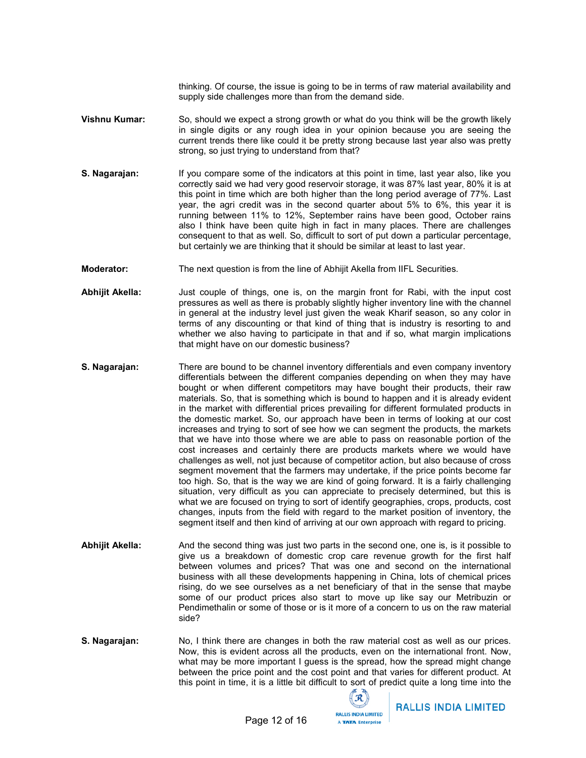thinking. Of course, the issue is going to be in terms of raw material availability and supply side challenges more than from the demand side.

**Vishnu Kumar:** So, should we expect a strong growth or what do you think will be the growth likely in single digits or any rough idea in your opinion because you are seeing the current trends there like could it be pretty strong because last year also was pretty strong, so just trying to understand from that?

**S. Nagarajan:** If you compare some of the indicators at this point in time, last year also, like you correctly said we had very good reservoir storage, it was 87% last year, 80% it is at this point in time which are both higher than the long period average of 77%. Last year, the agri credit was in the second quarter about 5% to 6%, this year it is running between 11% to 12%, September rains have been good, October rains also I think have been quite high in fact in many places. There are challenges consequent to that as well. So, difficult to sort of put down a particular percentage, but certainly we are thinking that it should be similar at least to last year.

**Moderator:** The next question is from the line of Abhijit Akella from IIFL Securities.

**Abhijit Akella:** Just couple of things, one is, on the margin front for Rabi, with the input cost pressures as well as there is probably slightly higher inventory line with the channel in general at the industry level just given the weak Kharif season, so any color in terms of any discounting or that kind of thing that is industry is resorting to and whether we also having to participate in that and if so, what margin implications that might have on our domestic business?

**S. Nagarajan:** There are bound to be channel inventory differentials and even company inventory differentials between the different companies depending on when they may have bought or when different competitors may have bought their products, their raw materials. So, that is something which is bound to happen and it is already evident in the market with differential prices prevailing for different formulated products in the domestic market. So, our approach have been in terms of looking at our cost increases and trying to sort of see how we can segment the products, the markets that we have into those where we are able to pass on reasonable portion of the cost increases and certainly there are products markets where we would have challenges as well, not just because of competitor action, but also because of cross segment movement that the farmers may undertake, if the price points become far too high. So, that is the way we are kind of going forward. It is a fairly challenging situation, very difficult as you can appreciate to precisely determined, but this is what we are focused on trying to sort of identify geographies, crops, products, cost changes, inputs from the field with regard to the market position of inventory, the segment itself and then kind of arriving at our own approach with regard to pricing.

**Abhijit Akella:** And the second thing was just two parts in the second one, one is, is it possible to give us a breakdown of domestic crop care revenue growth for the first half between volumes and prices? That was one and second on the international business with all these developments happening in China, lots of chemical prices rising, do we see ourselves as a net beneficiary of that in the sense that maybe some of our product prices also start to move up like say our Metribuzin or Pendimethalin or some of those or is it more of a concern to us on the raw material side?

**S. Nagarajan:** No, I think there are changes in both the raw material cost as well as our prices. Now, this is evident across all the products, even on the international front. Now, what may be more important I guess is the spread, how the spread might change between the price point and the cost point and that varies for different product. At this point in time, it is a little bit difficult to sort of predict quite a long time into the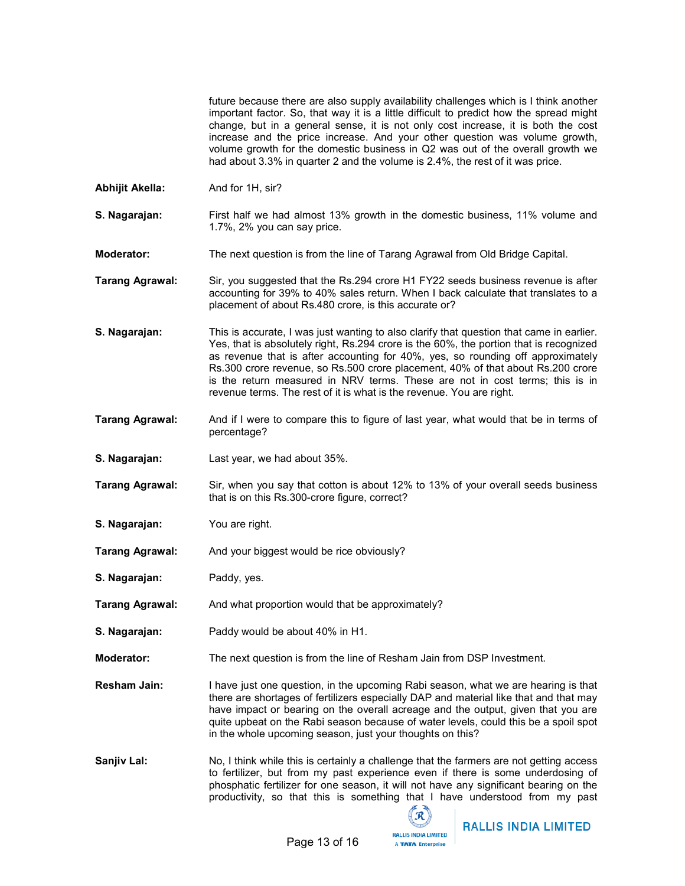future because there are also supply availability challenges which is I think another important factor. So, that way it is a little difficult to predict how the spread might change, but in a general sense, it is not only cost increase, it is both the cost increase and the price increase. And your other question was volume growth, volume growth for the domestic business in Q2 was out of the overall growth we had about 3.3% in quarter 2 and the volume is 2.4%, the rest of it was price.

**Abhijit Akella:** And for 1H, sir?

**S. Nagarajan:** First half we had almost 13% growth in the domestic business, 11% volume and 1.7%, 2% you can say price.

**Moderator:** The next question is from the line of Tarang Agrawal from Old Bridge Capital.

**Tarang Agrawal:** Sir, you suggested that the Rs.294 crore H1 FY22 seeds business revenue is after accounting for 39% to 40% sales return. When I back calculate that translates to a placement of about Rs.480 crore, is this accurate or?

**S. Nagarajan:** This is accurate, I was just wanting to also clarify that question that came in earlier. Yes, that is absolutely right, Rs.294 crore is the 60%, the portion that is recognized as revenue that is after accounting for 40%, yes, so rounding off approximately Rs.300 crore revenue, so Rs.500 crore placement, 40% of that about Rs.200 crore is the return measured in NRV terms. These are not in cost terms; this is in revenue terms. The rest of it is what is the revenue. You are right.

**Tarang Agrawal:** And if I were to compare this to figure of last year, what would that be in terms of percentage?

**S. Nagarajan:** Last year, we had about 35%.

**Tarang Agrawal:** Sir, when you say that cotton is about 12% to 13% of your overall seeds business that is on this Rs.300-crore figure, correct?

**S. Nagarajan:** You are right.

**Tarang Agrawal:** And your biggest would be rice obviously?

**S. Nagarajan:** Paddy, yes.

**Tarang Agrawal:** And what proportion would that be approximately?

**S. Nagarajan:** Paddy would be about 40% in H1.

**Moderator:** The next question is from the line of Resham Jain from DSP Investment.

**Resham Jain:** I have just one question, in the upcoming Rabi season, what we are hearing is that there are shortages of fertilizers especially DAP and material like that and that may have impact or bearing on the overall acreage and the output, given that you are quite upbeat on the Rabi season because of water levels, could this be a spoil spot in the whole upcoming season, just your thoughts on this?

**Sanjiv Lal:** No, I think while this is certainly a challenge that the farmers are not getting access to fertilizer, but from my past experience even if there is some underdosing of phosphatic fertilizer for one season, it will not have any significant bearing on the productivity, so that this is something that I have understood from my past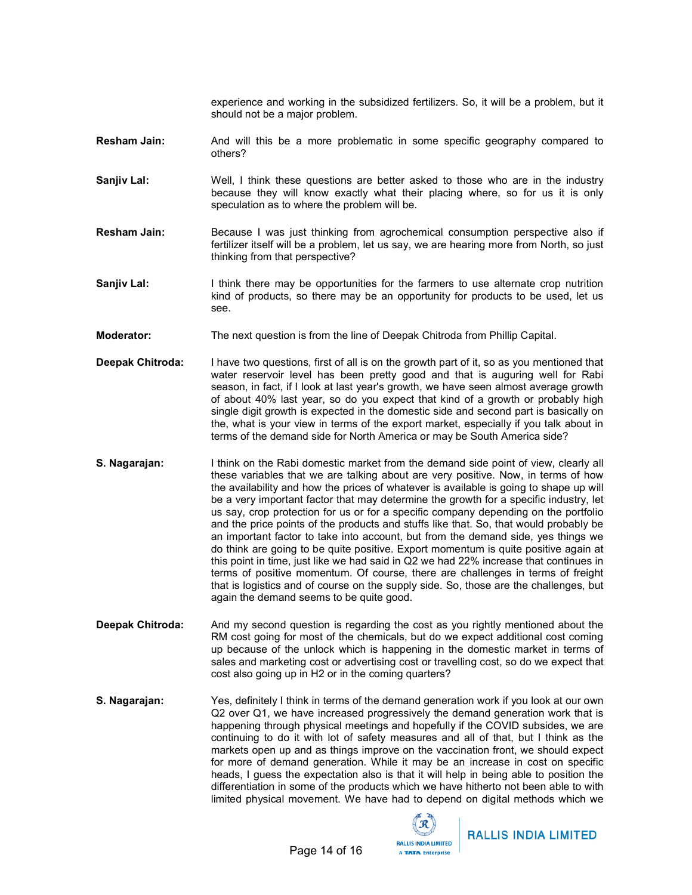experience and working in the subsidized fertilizers. So, it will be a problem, but it should not be a major problem.

**Resham Jain:** And will this be a more problematic in some specific geography compared to others?

**Sanjiv Lal:** Well, I think these questions are better asked to those who are in the industry because they will know exactly what their placing where, so for us it is only speculation as to where the problem will be.

**Resham Jain:** Because I was just thinking from agrochemical consumption perspective also if fertilizer itself will be a problem, let us say, we are hearing more from North, so just thinking from that perspective?

**Sanjiv Lal:** I think there may be opportunities for the farmers to use alternate crop nutrition kind of products, so there may be an opportunity for products to be used, let us see.

**Moderator:** The next question is from the line of Deepak Chitroda from Phillip Capital.

**Deepak Chitroda:** I have two questions, first of all is on the growth part of it, so as you mentioned that water reservoir level has been pretty good and that is auguring well for Rabi season, in fact, if I look at last year's growth, we have seen almost average growth of about 40% last year, so do you expect that kind of a growth or probably high single digit growth is expected in the domestic side and second part is basically on the, what is your view in terms of the export market, especially if you talk about in terms of the demand side for North America or may be South America side?

**S. Nagarajan:** I think on the Rabi domestic market from the demand side point of view, clearly all these variables that we are talking about are very positive. Now, in terms of how the availability and how the prices of whatever is available is going to shape up will be a very important factor that may determine the growth for a specific industry, let us say, crop protection for us or for a specific company depending on the portfolio and the price points of the products and stuffs like that. So, that would probably be an important factor to take into account, but from the demand side, yes things we do think are going to be quite positive. Export momentum is quite positive again at this point in time, just like we had said in Q2 we had 22% increase that continues in terms of positive momentum. Of course, there are challenges in terms of freight that is logistics and of course on the supply side. So, those are the challenges, but again the demand seems to be quite good.

**Deepak Chitroda:** And my second question is regarding the cost as you rightly mentioned about the RM cost going for most of the chemicals, but do we expect additional cost coming up because of the unlock which is happening in the domestic market in terms of sales and marketing cost or advertising cost or travelling cost, so do we expect that cost also going up in H2 or in the coming quarters?

**S. Nagarajan:** Yes, definitely I think in terms of the demand generation work if you look at our own Q2 over Q1, we have increased progressively the demand generation work that is happening through physical meetings and hopefully if the COVID subsides, we are continuing to do it with lot of safety measures and all of that, but I think as the markets open up and as things improve on the vaccination front, we should expect for more of demand generation. While it may be an increase in cost on specific heads, I guess the expectation also is that it will help in being able to position the differentiation in some of the products which we have hitherto not been able to with limited physical movement. We have had to depend on digital methods which we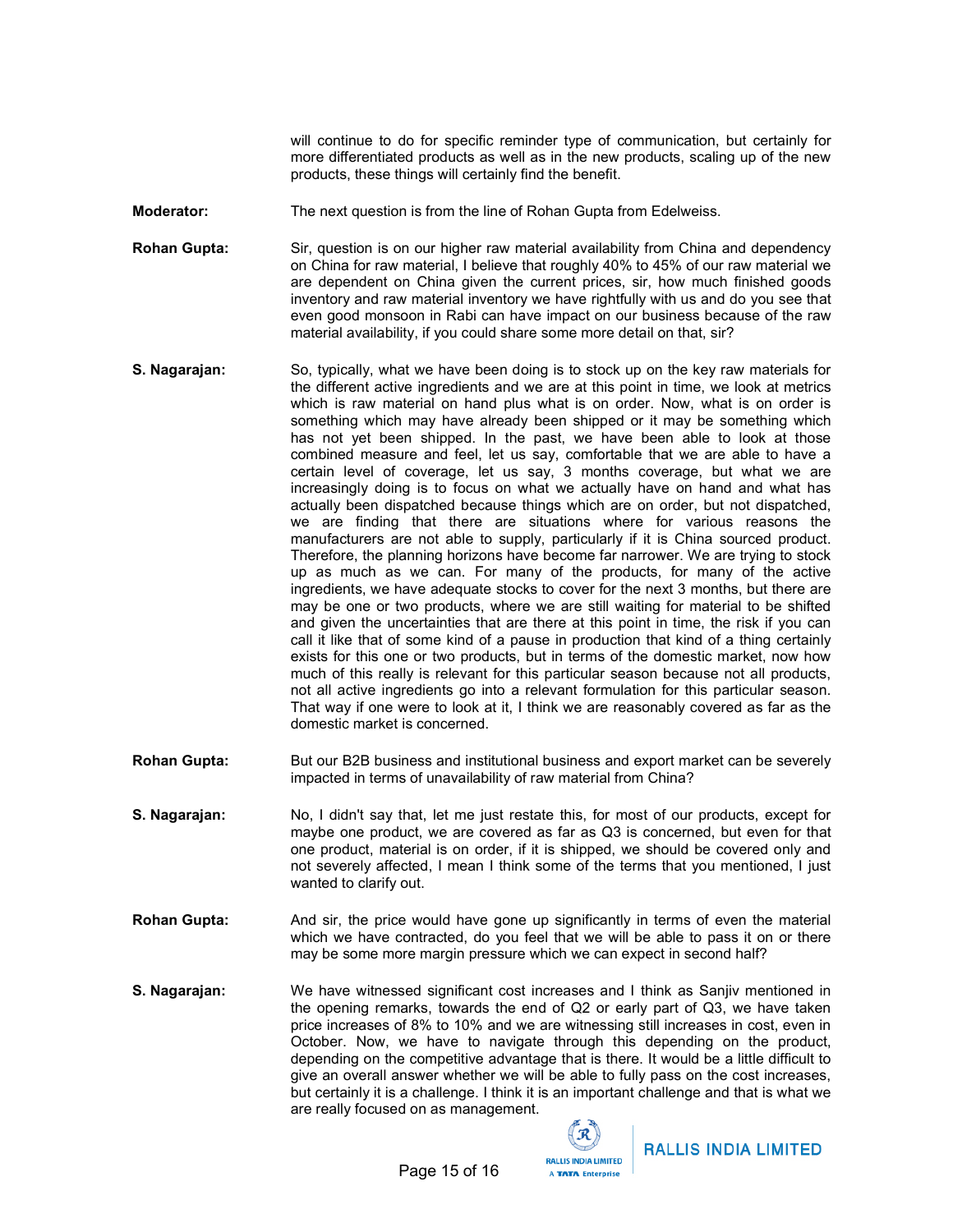will continue to do for specific reminder type of communication, but certainly for more differentiated products as well as in the new products, scaling up of the new products, these things will certainly find the benefit.

**Moderator:** The next question is from the line of Rohan Gupta from Edelweiss.

**Rohan Gupta:** Sir, question is on our higher raw material availability from China and dependency on China for raw material, I believe that roughly 40% to 45% of our raw material we are dependent on China given the current prices, sir, how much finished goods inventory and raw material inventory we have rightfully with us and do you see that even good monsoon in Rabi can have impact on our business because of the raw material availability, if you could share some more detail on that, sir?

**S. Nagarajan:** So, typically, what we have been doing is to stock up on the key raw materials for the different active ingredients and we are at this point in time, we look at metrics which is raw material on hand plus what is on order. Now, what is on order is something which may have already been shipped or it may be something which has not yet been shipped. In the past, we have been able to look at those combined measure and feel, let us say, comfortable that we are able to have a certain level of coverage, let us say, 3 months coverage, but what we are increasingly doing is to focus on what we actually have on hand and what has actually been dispatched because things which are on order, but not dispatched, we are finding that there are situations where for various reasons the manufacturers are not able to supply, particularly if it is China sourced product. Therefore, the planning horizons have become far narrower. We are trying to stock up as much as we can. For many of the products, for many of the active ingredients, we have adequate stocks to cover for the next 3 months, but there are may be one or two products, where we are still waiting for material to be shifted and given the uncertainties that are there at this point in time, the risk if you can call it like that of some kind of a pause in production that kind of a thing certainly exists for this one or two products, but in terms of the domestic market, now how much of this really is relevant for this particular season because not all products, not all active ingredients go into a relevant formulation for this particular season. That way if one were to look at it, I think we are reasonably covered as far as the domestic market is concerned.

**Rohan Gupta:** But our B2B business and institutional business and export market can be severely impacted in terms of unavailability of raw material from China?

**S. Nagarajan:** No, I didn't say that, let me just restate this, for most of our products, except for maybe one product, we are covered as far as Q3 is concerned, but even for that one product, material is on order, if it is shipped, we should be covered only and not severely affected, I mean I think some of the terms that you mentioned, I just wanted to clarify out.

**Rohan Gupta:** And sir, the price would have gone up significantly in terms of even the material which we have contracted, do you feel that we will be able to pass it on or there may be some more margin pressure which we can expect in second half?

**S. Nagarajan:** We have witnessed significant cost increases and I think as Sanjiv mentioned in the opening remarks, towards the end of Q2 or early part of Q3, we have taken price increases of 8% to 10% and we are witnessing still increases in cost, even in October. Now, we have to navigate through this depending on the product, depending on the competitive advantage that is there. It would be a little difficult to give an overall answer whether we will be able to fully pass on the cost increases, but certainly it is a challenge. I think it is an important challenge and that is what we are really focused on as management.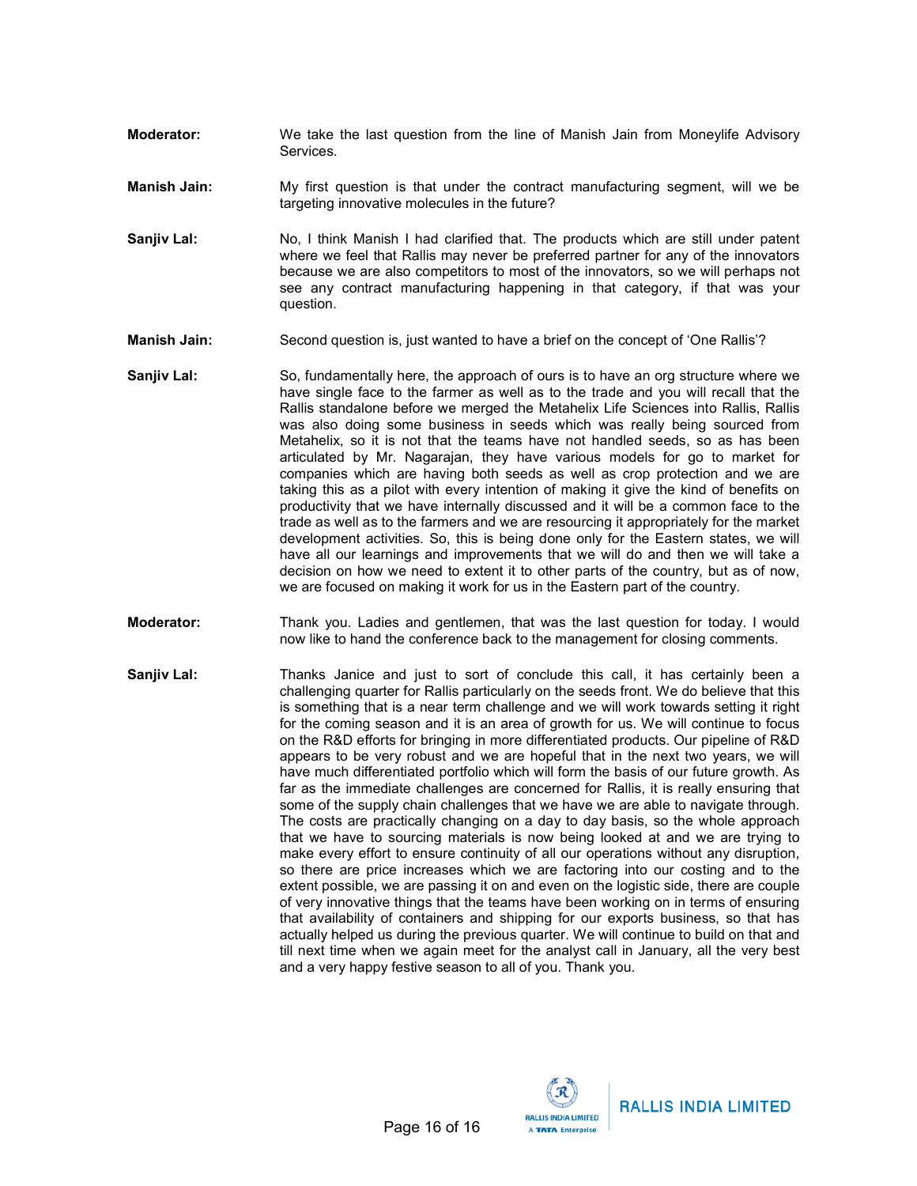**Moderator:** We take the last question from the line of Manish Jain from Moneylife Advisory Services.

**Manish Jain:** My first question is that under the contract manufacturing segment, will we be targeting innovative molecules in the future?

**Sanjiv Lal:** No, I think Manish I had clarified that. The products which are still under patent where we feel that Rallis may never be preferred partner for any of the innovators because we are also competitors to most of the innovators, so we will perhaps not see any contract manufacturing happening in that category, if that was your question.

**Manish Jain:** Second question is, just wanted to have a brief on the concept of 'One Rallis'?

**Sanjiv Lal:** So, fundamentally here, the approach of ours is to have an org structure where we have single face to the farmer as well as to the trade and you will recall that the Rallis standalone before we merged the Metahelix Life Sciences into Rallis, Rallis was also doing some business in seeds which was really being sourced from Metahelix, so it is not that the teams have not handled seeds, so as has been articulated by Mr. Nagarajan, they have various models for go to market for companies which are having both seeds as well as crop protection and we are taking this as a pilot with every intention of making it give the kind of benefits on productivity that we have internally discussed and it will be a common face to the trade as well as to the farmers and we are resourcing it appropriately for the market development activities. So, this is being done only for the Eastern states, we will have all our learnings and improvements that we will do and then we will take a decision on how we need to extent it to other parts of the country, but as of now, we are focused on making it work for us in the Eastern part of the country.

**Moderator:** Thank you. Ladies and gentlemen, that was the last question for today. I would now like to hand the conference back to the management for closing comments.

**Sanjiv Lal:** Thanks Janice and just to sort of conclude this call, it has certainly been a challenging quarter for Rallis particularly on the seeds front. We do believe that this is something that is a near term challenge and we will work towards setting it right for the coming season and it is an area of growth for us. We will continue to focus on the R&D efforts for bringing in more differentiated products. Our pipeline of R&D appears to be very robust and we are hopeful that in the next two years, we will have much differentiated portfolio which will form the basis of our future growth. As far as the immediate challenges are concerned for Rallis, it is really ensuring that some of the supply chain challenges that we have we are able to navigate through. The costs are practically changing on a day to day basis, so the whole approach that we have to sourcing materials is now being looked at and we are trying to make every effort to ensure continuity of all our operations without any disruption, so there are price increases which we are factoring into our costing and to the extent possible, we are passing it on and even on the logistic side, there are couple of very innovative things that the teams have been working on in terms of ensuring that availability of containers and shipping for our exports business, so that has actually helped us during the previous quarter. We will continue to build on that and till next time when we again meet for the analyst call in January, all the very best and a very happy festive season to all of you. Thank you.